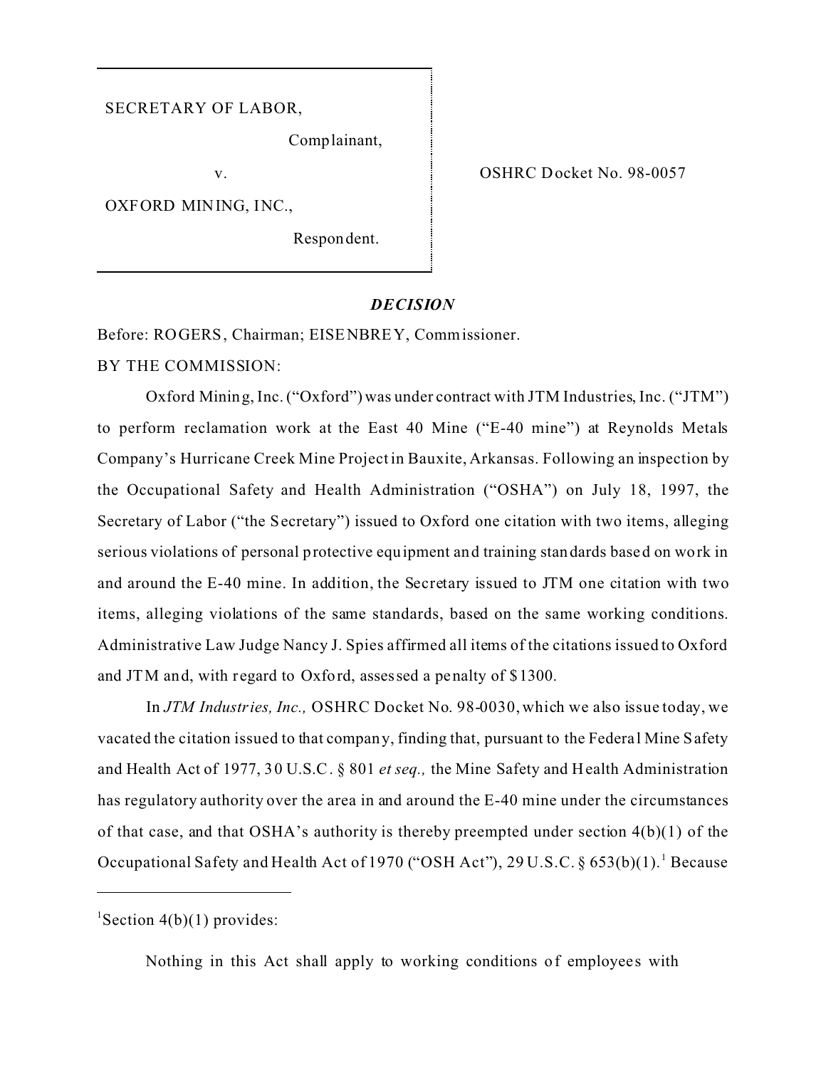SECRETARY OF LABOR,

Complainant,

v.

OXFORD MINING, INC.,

Respondent.

OSHRC Docket No. 98-0057

## *DECISION*

Before: ROGERS, Chairman; EISENBREY, Commissioner.

BY THE COMMISSION:

Oxford Mining, Inc. ("Oxford") was under contract with JTM Industries, Inc. ("JTM") to perform reclamation work at the East 40 Mine ("E-40 mine") at Reynolds Metals Company's Hurricane Creek Mine Project in Bauxite, Arkansas. Following an inspection by the Occupational Safety and Health Administration ("OSHA") on July 18, 1997, the Secretary of Labor ("the Secretary") issued to Oxford one citation with two items, alleging serious violations of personal protective equipment and training standards based on work in and around the E-40 mine. In addition, the Secretary issued to JTM one citation with two items, alleging violations of the same standards, based on the same working conditions. Administrative Law Judge Nancy J. Spies affirmed all items of the citations issued to Oxford and JTM and, with regard to Oxford, assessed a penalty of $1300.

In *JTM Industries, Inc.,* OSHRC Docket No. 98-0030, which we also issue today, we vacated the citation issued to that company, finding that, pursuant to the Federal Mine Safety and Health Act of 1977, 30 U.S.C. § 801 *et seq.,* the Mine Safety and Health Administration has regulatory authority over the area in and around the E-40 mine under the circumstances of that case, and that OSHA's authority is thereby preempted under section 4(b)(1) of the Occupational Safety and Health Act of 1970 ("OSH Act"), 29 U.S.C. § 653(b)(1).[1] Because

---

[1]Section 4(b)(1) provides:

Nothing in this Act shall apply to working conditions of employees with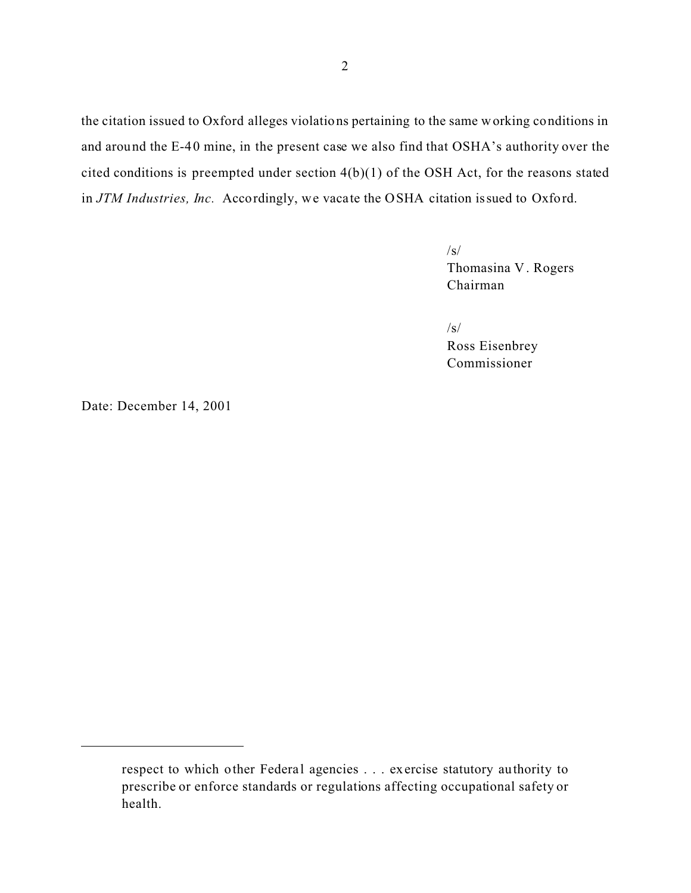the citation issued to Oxford alleges violations pertaining to the same working conditions in and around the E-40 mine, in the present case we also find that OSHA's authority over the cited conditions is preempted under section 4(b)(1) of the OSH Act, for the reasons stated in *JTM Industries, Inc.* Accordingly, we vacate the OSHA citation issued to Oxford.

/s/
Thomasina V. Rogers
Chairman

/s/
Ross Eisenbrey
Commissioner

Date: December 14, 2001

---

> respect to which other Federal agencies . . . exercise statutory authority to prescribe or enforce standards or regulations affecting occupational safety or health.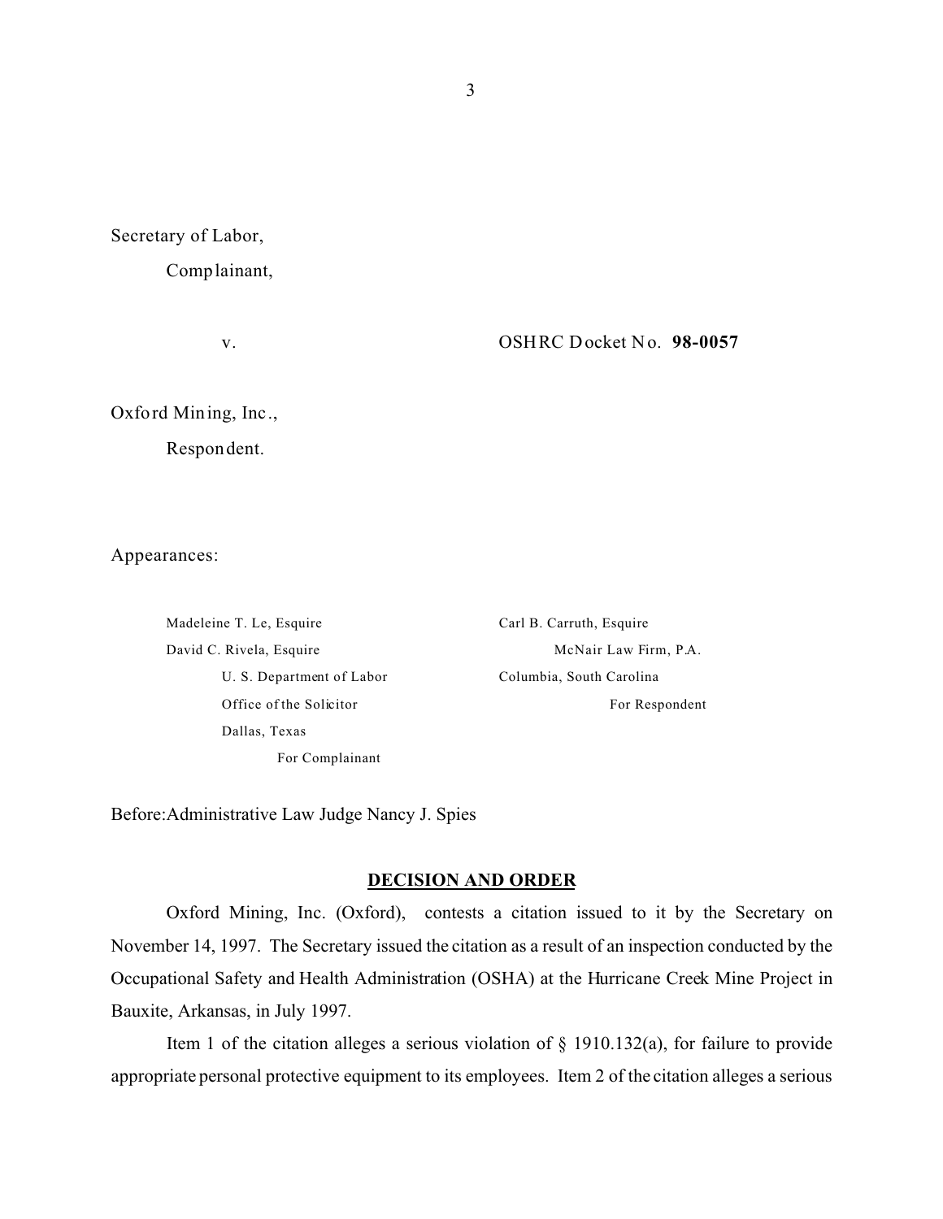Secretary of Labor,

Complainant,

v. OSHRC Docket No. **98-0057**

Oxford Mining, Inc.,

Respondent.

Appearances:

| | |
|---|---|
| Madeleine T. Le, Esquire | Carl B. Carruth, Esquire |
| David C. Rivela, Esquire | McNair Law Firm, P.A. |
| U. S. Department of Labor | Columbia, South Carolina |
| Office of the Solicitor | For Respondent |
| Dallas, Texas | |
| For Complainant | |

Before: Administrative Law Judge Nancy J. Spies

## DECISION AND ORDER

Oxford Mining, Inc. (Oxford), contests a citation issued to it by the Secretary on November 14, 1997. The Secretary issued the citation as a result of an inspection conducted by the Occupational Safety and Health Administration (OSHA) at the Hurricane Creek Mine Project in Bauxite, Arkansas, in July 1997.

Item 1 of the citation alleges a serious violation of § 1910.132(a), for failure to provide appropriate personal protective equipment to its employees. Item 2 of the citation alleges a serious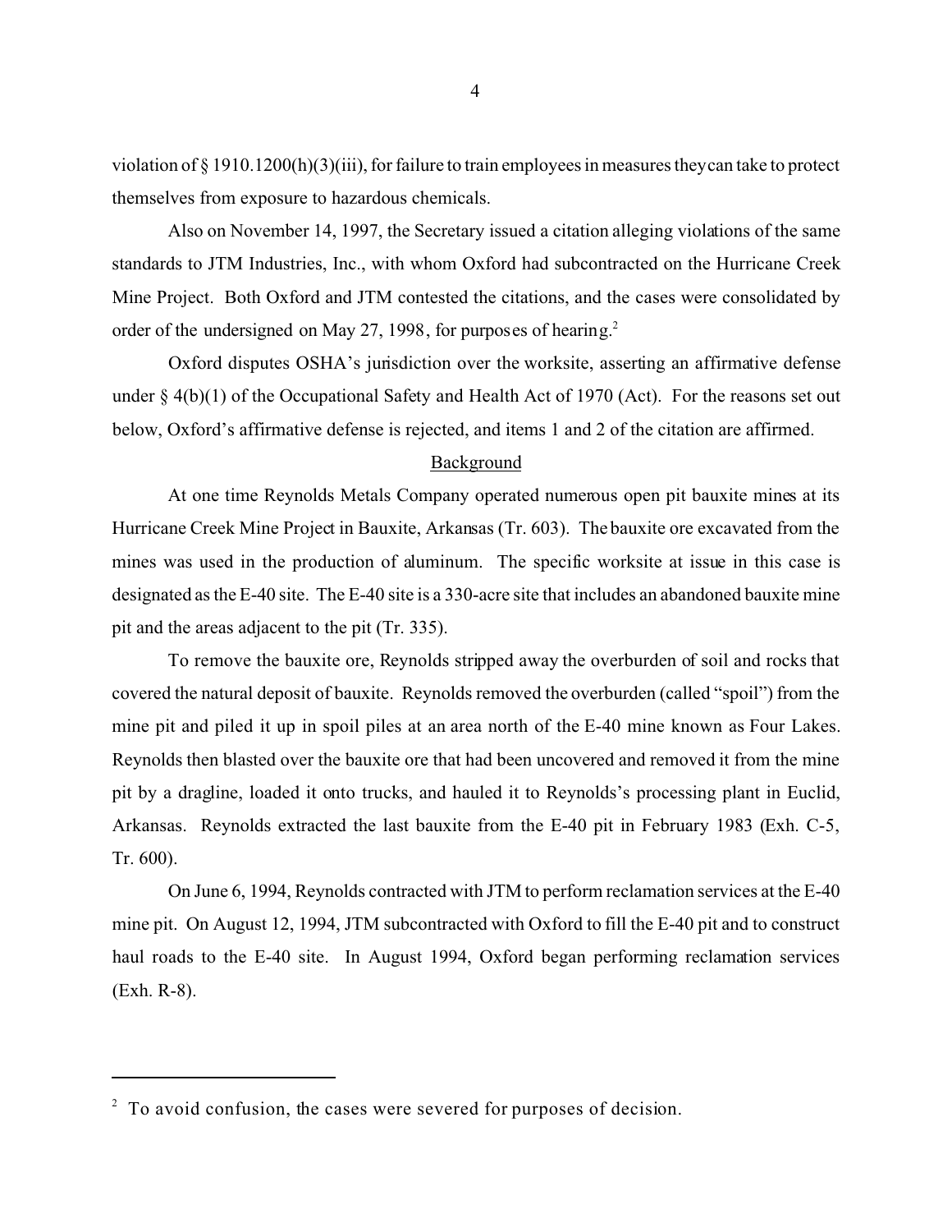violation of § 1910.1200(h)(3)(iii), for failure to train employees in measures they can take to protect themselves from exposure to hazardous chemicals.

Also on November 14, 1997, the Secretary issued a citation alleging violations of the same standards to JTM Industries, Inc., with whom Oxford had subcontracted on the Hurricane Creek Mine Project. Both Oxford and JTM contested the citations, and the cases were consolidated by order of the undersigned on May 27, 1998, for purposes of hearing.[2]

Oxford disputes OSHA's jurisdiction over the worksite, asserting an affirmative defense under § 4(b)(1) of the Occupational Safety and Health Act of 1970 (Act). For the reasons set out below, Oxford's affirmative defense is rejected, and items 1 and 2 of the citation are affirmed.

## Background

At one time Reynolds Metals Company operated numerous open pit bauxite mines at its Hurricane Creek Mine Project in Bauxite, Arkansas (Tr. 603). The bauxite ore excavated from the mines was used in the production of aluminum. The specific worksite at issue in this case is designated as the E-40 site. The E-40 site is a 330-acre site that includes an abandoned bauxite mine pit and the areas adjacent to the pit (Tr. 335).

To remove the bauxite ore, Reynolds stripped away the overburden of soil and rocks that covered the natural deposit of bauxite. Reynolds removed the overburden (called "spoil") from the mine pit and piled it up in spoil piles at an area north of the E-40 mine known as Four Lakes. Reynolds then blasted over the bauxite ore that had been uncovered and removed it from the mine pit by a dragline, loaded it onto trucks, and hauled it to Reynolds's processing plant in Euclid, Arkansas. Reynolds extracted the last bauxite from the E-40 pit in February 1983 (Exh. C-5, Tr. 600).

On June 6, 1994, Reynolds contracted with JTM to perform reclamation services at the E-40 mine pit. On August 12, 1994, JTM subcontracted with Oxford to fill the E-40 pit and to construct haul roads to the E-40 site. In August 1994, Oxford began performing reclamation services (Exh. R-8).

---

[2] To avoid confusion, the cases were severed for purposes of decision.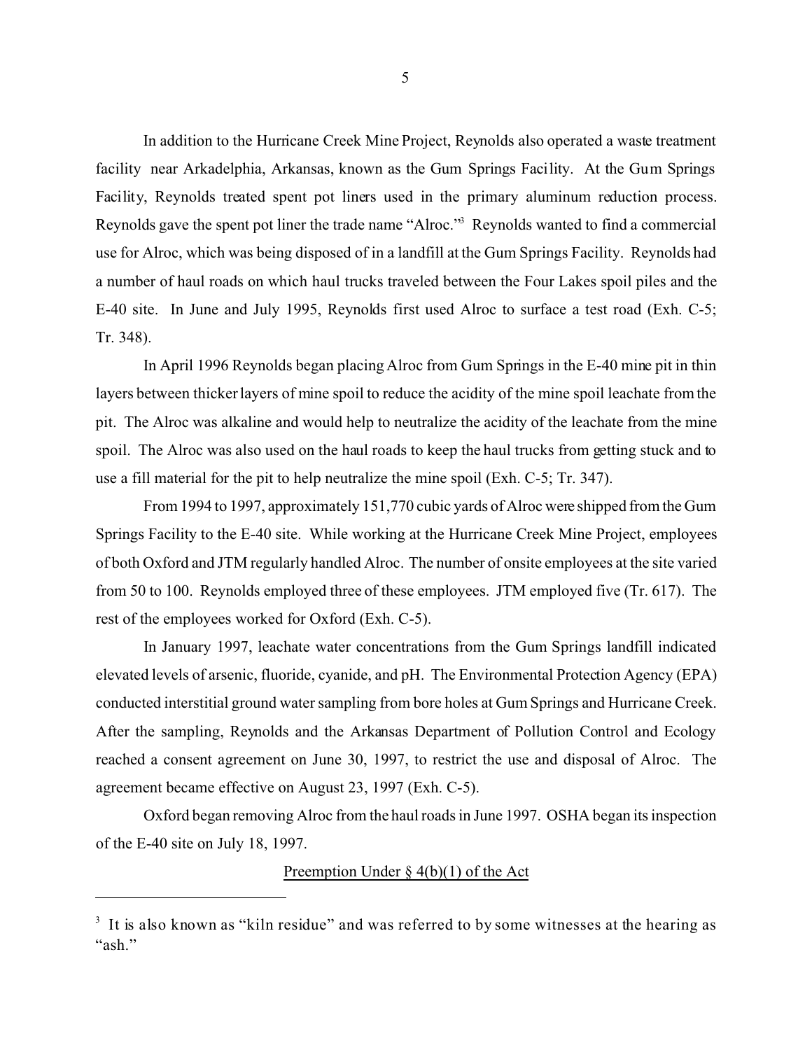In addition to the Hurricane Creek Mine Project, Reynolds also operated a waste treatment facility near Arkadelphia, Arkansas, known as the Gum Springs Facility. At the Gum Springs Facility, Reynolds treated spent pot liners used in the primary aluminum reduction process. Reynolds gave the spent pot liner the trade name "Alroc."[3] Reynolds wanted to find a commercial use for Alroc, which was being disposed of in a landfill at the Gum Springs Facility. Reynolds had a number of haul roads on which haul trucks traveled between the Four Lakes spoil piles and the E-40 site. In June and July 1995, Reynolds first used Alroc to surface a test road (Exh. C-5; Tr. 348).

In April 1996 Reynolds began placing Alroc from Gum Springs in the E-40 mine pit in thin layers between thicker layers of mine spoil to reduce the acidity of the mine spoil leachate from the pit. The Alroc was alkaline and would help to neutralize the acidity of the leachate from the mine spoil. The Alroc was also used on the haul roads to keep the haul trucks from getting stuck and to use a fill material for the pit to help neutralize the mine spoil (Exh. C-5; Tr. 347).

From 1994 to 1997, approximately 151,770 cubic yards of Alroc were shipped from the Gum Springs Facility to the E-40 site. While working at the Hurricane Creek Mine Project, employees of both Oxford and JTM regularly handled Alroc. The number of onsite employees at the site varied from 50 to 100. Reynolds employed three of these employees. JTM employed five (Tr. 617). The rest of the employees worked for Oxford (Exh. C-5).

In January 1997, leachate water concentrations from the Gum Springs landfill indicated elevated levels of arsenic, fluoride, cyanide, and pH. The Environmental Protection Agency (EPA) conducted interstitial ground water sampling from bore holes at Gum Springs and Hurricane Creek. After the sampling, Reynolds and the Arkansas Department of Pollution Control and Ecology reached a consent agreement on June 30, 1997, to restrict the use and disposal of Alroc. The agreement became effective on August 23, 1997 (Exh. C-5).

Oxford began removing Alroc from the haul roads in June 1997. OSHA began its inspection of the E-40 site on July 18, 1997.

## Preemption Under § 4(b)(1) of the Act

---

[3] It is also known as "kiln residue" and was referred to by some witnesses at the hearing as "ash."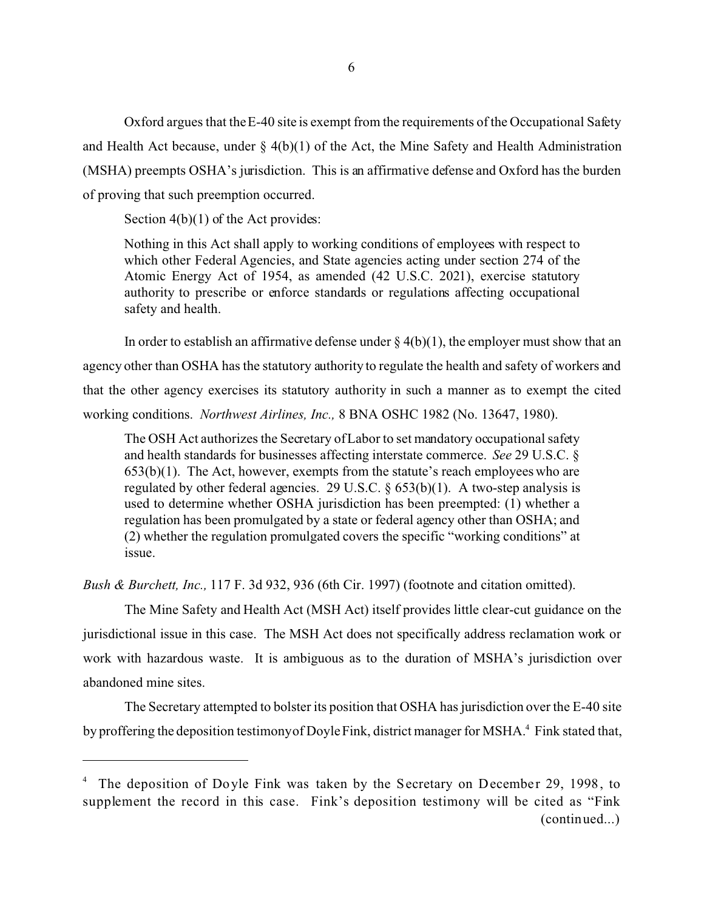Oxford argues that the E-40 site is exempt from the requirements of the Occupational Safety and Health Act because, under § 4(b)(1) of the Act, the Mine Safety and Health Administration (MSHA) preempts OSHA's jurisdiction. This is an affirmative defense and Oxford has the burden of proving that such preemption occurred.

Section 4(b)(1) of the Act provides:

> Nothing in this Act shall apply to working conditions of employees with respect to which other Federal Agencies, and State agencies acting under section 274 of the Atomic Energy Act of 1954, as amended (42 U.S.C. 2021), exercise statutory authority to prescribe or enforce standards or regulations affecting occupational safety and health.

In order to establish an affirmative defense under § 4(b)(1), the employer must show that an agency other than OSHA has the statutory authority to regulate the health and safety of workers and that the other agency exercises its statutory authority in such a manner as to exempt the cited working conditions. *Northwest Airlines, Inc.,* 8 BNA OSHC 1982 (No. 13647, 1980).

> The OSH Act authorizes the Secretary of Labor to set mandatory occupational safety and health standards for businesses affecting interstate commerce. *See* 29 U.S.C. § 653(b)(1). The Act, however, exempts from the statute's reach employees who are regulated by other federal agencies. 29 U.S.C. § 653(b)(1). A two-step analysis is used to determine whether OSHA jurisdiction has been preempted: (1) whether a regulation has been promulgated by a state or federal agency other than OSHA; and (2) whether the regulation promulgated covers the specific "working conditions" at issue.

*Bush & Burchett, Inc.,* 117 F. 3d 932, 936 (6th Cir. 1997) (footnote and citation omitted).

The Mine Safety and Health Act (MSH Act) itself provides little clear-cut guidance on the jurisdictional issue in this case. The MSH Act does not specifically address reclamation work or work with hazardous waste. It is ambiguous as to the duration of MSHA's jurisdiction over abandoned mine sites.

The Secretary attempted to bolster its position that OSHA has jurisdiction over the E-40 site by proffering the deposition testimony of Doyle Fink, district manager for MSHA.[4] Fink stated that,

---

[4] The deposition of Doyle Fink was taken by the Secretary on December 29, 1998, to supplement the record in this case. Fink's deposition testimony will be cited as "Fink (continued...)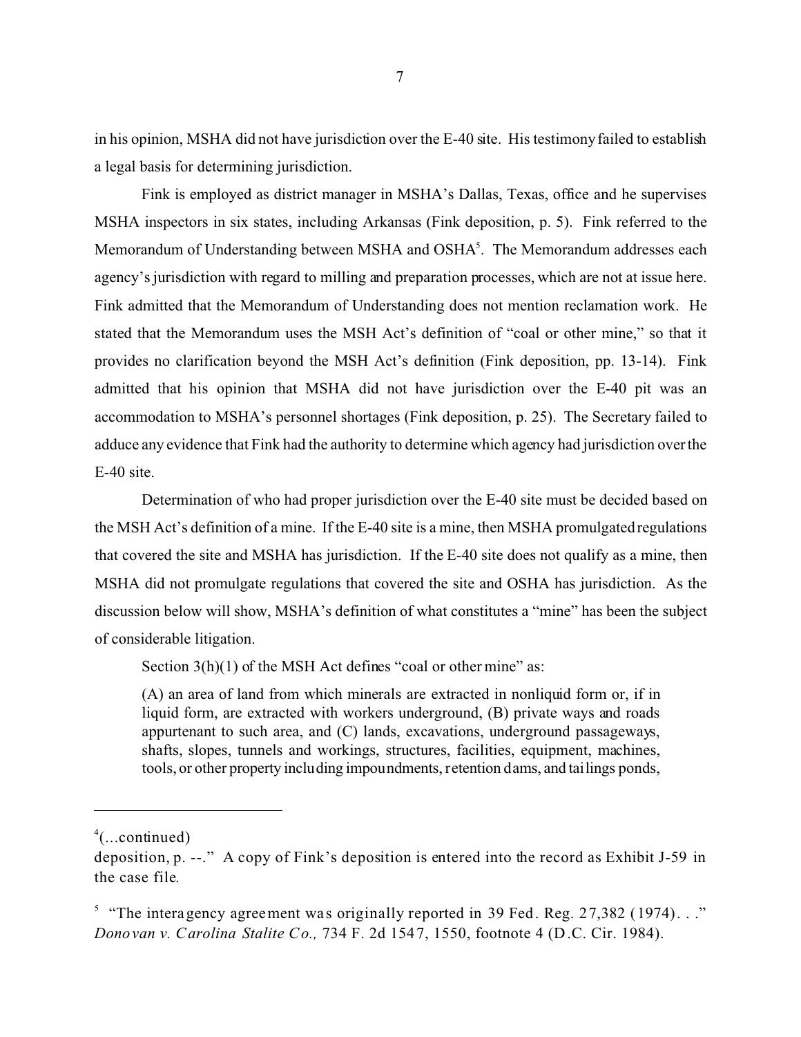in his opinion, MSHA did not have jurisdiction over the E-40 site. His testimony failed to establish a legal basis for determining jurisdiction.

Fink is employed as district manager in MSHA's Dallas, Texas, office and he supervises MSHA inspectors in six states, including Arkansas (Fink deposition, p. 5). Fink referred to the Memorandum of Understanding between MSHA and OSHA[5]. The Memorandum addresses each agency's jurisdiction with regard to milling and preparation processes, which are not at issue here. Fink admitted that the Memorandum of Understanding does not mention reclamation work. He stated that the Memorandum uses the MSH Act's definition of "coal or other mine," so that it provides no clarification beyond the MSH Act's definition (Fink deposition, pp. 13-14). Fink admitted that his opinion that MSHA did not have jurisdiction over the E-40 pit was an accommodation to MSHA's personnel shortages (Fink deposition, p. 25). The Secretary failed to adduce any evidence that Fink had the authority to determine which agency had jurisdiction over the E-40 site.

Determination of who had proper jurisdiction over the E-40 site must be decided based on the MSH Act's definition of a mine. If the E-40 site is a mine, then MSHA promulgated regulations that covered the site and MSHA has jurisdiction. If the E-40 site does not qualify as a mine, then MSHA did not promulgate regulations that covered the site and OSHA has jurisdiction. As the discussion below will show, MSHA's definition of what constitutes a "mine" has been the subject of considerable litigation.

Section 3(h)(1) of the MSH Act defines "coal or other mine" as:

> (A) an area of land from which minerals are extracted in nonliquid form or, if in liquid form, are extracted with workers underground, (B) private ways and roads appurtenant to such area, and (C) lands, excavations, underground passageways, shafts, slopes, tunnels and workings, structures, facilities, equipment, machines, tools, or other property including impoundments, retention dams, and tailings ponds,

---

[4](...continued)
deposition, p. --." A copy of Fink's deposition is entered into the record as Exhibit J-59 in the case file.

[5] "The interagency agreement was originally reported in 39 Fed. Reg. 27,382 (1974). . ." *Donovan v. Carolina Stalite Co.,* 734 F. 2d 1547, 1550, footnote 4 (D.C. Cir. 1984).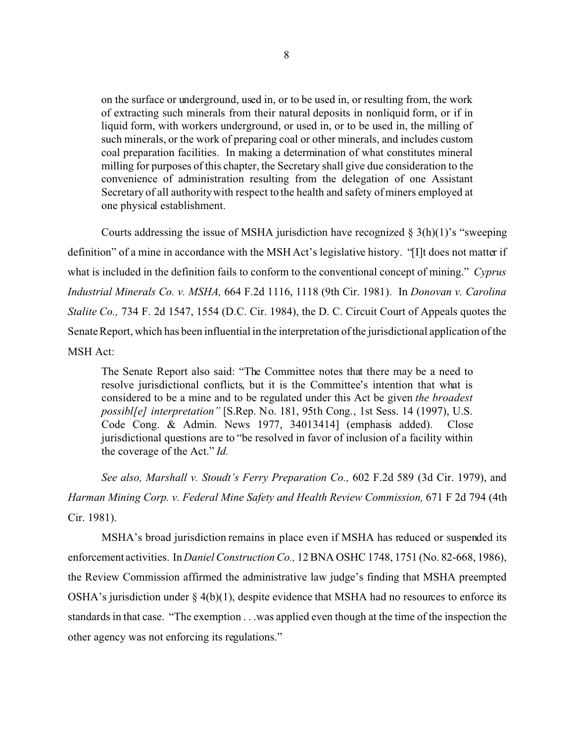> on the surface or underground, used in, or to be used in, or resulting from, the work of extracting such minerals from their natural deposits in nonliquid form, or if in liquid form, with workers underground, or used in, or to be used in, the milling of such minerals, or the work of preparing coal or other minerals, and includes custom coal preparation facilities. In making a determination of what constitutes mineral milling for purposes of this chapter, the Secretary shall give due consideration to the convenience of administration resulting from the delegation of one Assistant Secretary of all authority with respect to the health and safety of miners employed at one physical establishment.

Courts addressing the issue of MSHA jurisdiction have recognized § 3(h)(1)'s "sweeping definition" of a mine in accordance with the MSH Act's legislative history. "[I]t does not matter if what is included in the definition fails to conform to the conventional concept of mining." *Cyprus Industrial Minerals Co. v. MSHA,* 664 F.2d 1116, 1118 (9th Cir. 1981). In *Donovan v. Carolina Stalite Co.,* 734 F. 2d 1547, 1554 (D.C. Cir. 1984), the D. C. Circuit Court of Appeals quotes the Senate Report, which has been influential in the interpretation of the jurisdictional application of the MSH Act:

> The Senate Report also said: "The Committee notes that there may be a need to resolve jurisdictional conflicts, but it is the Committee's intention that what is considered to be a mine and to be regulated under this Act be given *the broadest possibl[e] interpretation"* [S.Rep. No. 181, 95th Cong., 1st Sess. 14 (1997), U.S. Code Cong. & Admin. News 1977, 34013414] (emphasis added). Close jurisdictional questions are to "be resolved in favor of inclusion of a facility within the coverage of the Act." *Id.*

*See also, Marshall v. Stoudt's Ferry Preparation Co.,* 602 F.2d 589 (3d Cir. 1979), and *Harman Mining Corp. v. Federal Mine Safety and Health Review Commission,* 671 F 2d 794 (4th Cir. 1981).

MSHA's broad jurisdiction remains in place even if MSHA has reduced or suspended its enforcement activities. In *Daniel Construction Co.,* 12 BNA OSHC 1748, 1751 (No. 82-668, 1986), the Review Commission affirmed the administrative law judge's finding that MSHA preempted OSHA's jurisdiction under § 4(b)(1), despite evidence that MSHA had no resources to enforce its standards in that case. "The exemption . . .was applied even though at the time of the inspection the other agency was not enforcing its regulations."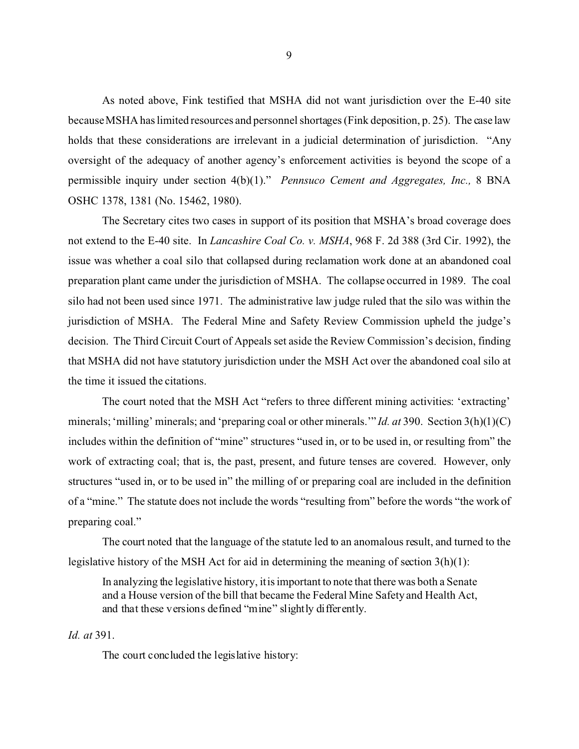As noted above, Fink testified that MSHA did not want jurisdiction over the E-40 site because MSHA has limited resources and personnel shortages (Fink deposition, p. 25). The case law holds that these considerations are irrelevant in a judicial determination of jurisdiction. "Any oversight of the adequacy of another agency's enforcement activities is beyond the scope of a permissible inquiry under section 4(b)(1)." *Pennsuco Cement and Aggregates, Inc.,* 8 BNA OSHC 1378, 1381 (No. 15462, 1980).

The Secretary cites two cases in support of its position that MSHA's broad coverage does not extend to the E-40 site. In *Lancashire Coal Co. v. MSHA*, 968 F. 2d 388 (3rd Cir. 1992), the issue was whether a coal silo that collapsed during reclamation work done at an abandoned coal preparation plant came under the jurisdiction of MSHA. The collapse occurred in 1989. The coal silo had not been used since 1971. The administrative law judge ruled that the silo was within the jurisdiction of MSHA. The Federal Mine and Safety Review Commission upheld the judge's decision. The Third Circuit Court of Appeals set aside the Review Commission's decision, finding that MSHA did not have statutory jurisdiction under the MSH Act over the abandoned coal silo at the time it issued the citations.

The court noted that the MSH Act "refers to three different mining activities: 'extracting' minerals; 'milling' minerals; and 'preparing coal or other minerals.'" *Id. at* 390. Section 3(h)(1)(C) includes within the definition of "mine" structures "used in, or to be used in, or resulting from" the work of extracting coal; that is, the past, present, and future tenses are covered. However, only structures "used in, or to be used in" the milling of or preparing coal are included in the definition of a "mine." The statute does not include the words "resulting from" before the words "the work of preparing coal."

The court noted that the language of the statute led to an anomalous result, and turned to the legislative history of the MSH Act for aid in determining the meaning of section 3(h)(1):

> In analyzing the legislative history, it is important to note that there was both a Senate and a House version of the bill that became the Federal Mine Safety and Health Act, and that these versions defined "mine" slightly differently.

*Id. at* 391.

The court concluded the legislative history: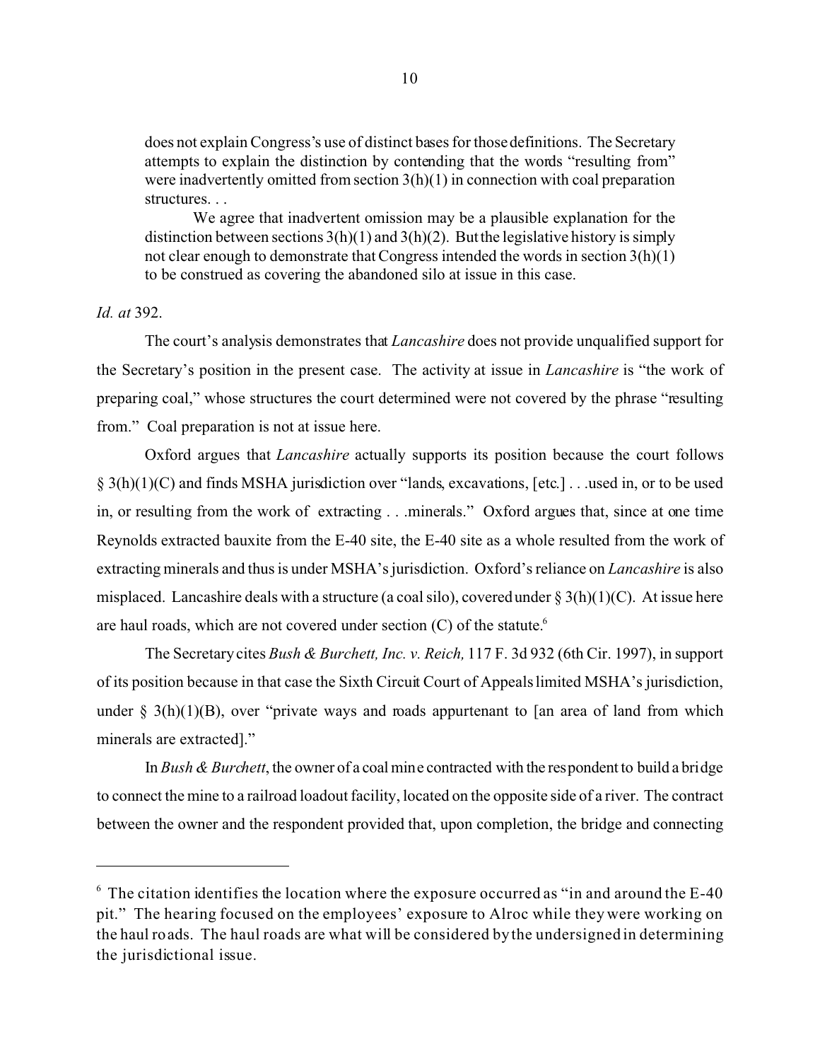> does not explain Congress's use of distinct bases for those definitions. The Secretary attempts to explain the distinction by contending that the words "resulting from" were inadvertently omitted from section 3(h)(1) in connection with coal preparation structures. . .
>
> We agree that inadvertent omission may be a plausible explanation for the distinction between sections 3(h)(1) and 3(h)(2). But the legislative history is simply not clear enough to demonstrate that Congress intended the words in section 3(h)(1) to be construed as covering the abandoned silo at issue in this case.

*Id. at* 392.

The court's analysis demonstrates that *Lancashire* does not provide unqualified support for the Secretary's position in the present case. The activity at issue in *Lancashire* is "the work of preparing coal," whose structures the court determined were not covered by the phrase "resulting from." Coal preparation is not at issue here.

Oxford argues that *Lancashire* actually supports its position because the court follows § 3(h)(1)(C) and finds MSHA jurisdiction over "lands, excavations, [etc.] . . .used in, or to be used in, or resulting from the work of extracting . . .minerals." Oxford argues that, since at one time Reynolds extracted bauxite from the E-40 site, the E-40 site as a whole resulted from the work of extracting minerals and thus is under MSHA's jurisdiction. Oxford's reliance on *Lancashire* is also misplaced. Lancashire deals with a structure (a coal silo), covered under § 3(h)(1)(C). At issue here are haul roads, which are not covered under section (C) of the statute.[6]

The Secretary cites *Bush & Burchett, Inc. v. Reich,* 117 F. 3d 932 (6th Cir. 1997), in support of its position because in that case the Sixth Circuit Court of Appeals limited MSHA's jurisdiction, under § 3(h)(1)(B), over "private ways and roads appurtenant to [an area of land from which minerals are extracted]."

In *Bush & Burchett*, the owner of a coal mine contracted with the respondent to build a bridge to connect the mine to a railroad loadout facility, located on the opposite side of a river. The contract between the owner and the respondent provided that, upon completion, the bridge and connecting

---

[6] The citation identifies the location where the exposure occurred as "in and around the E-40 pit." The hearing focused on the employees' exposure to Alroc while they were working on the haul roads. The haul roads are what will be considered by the undersigned in determining the jurisdictional issue.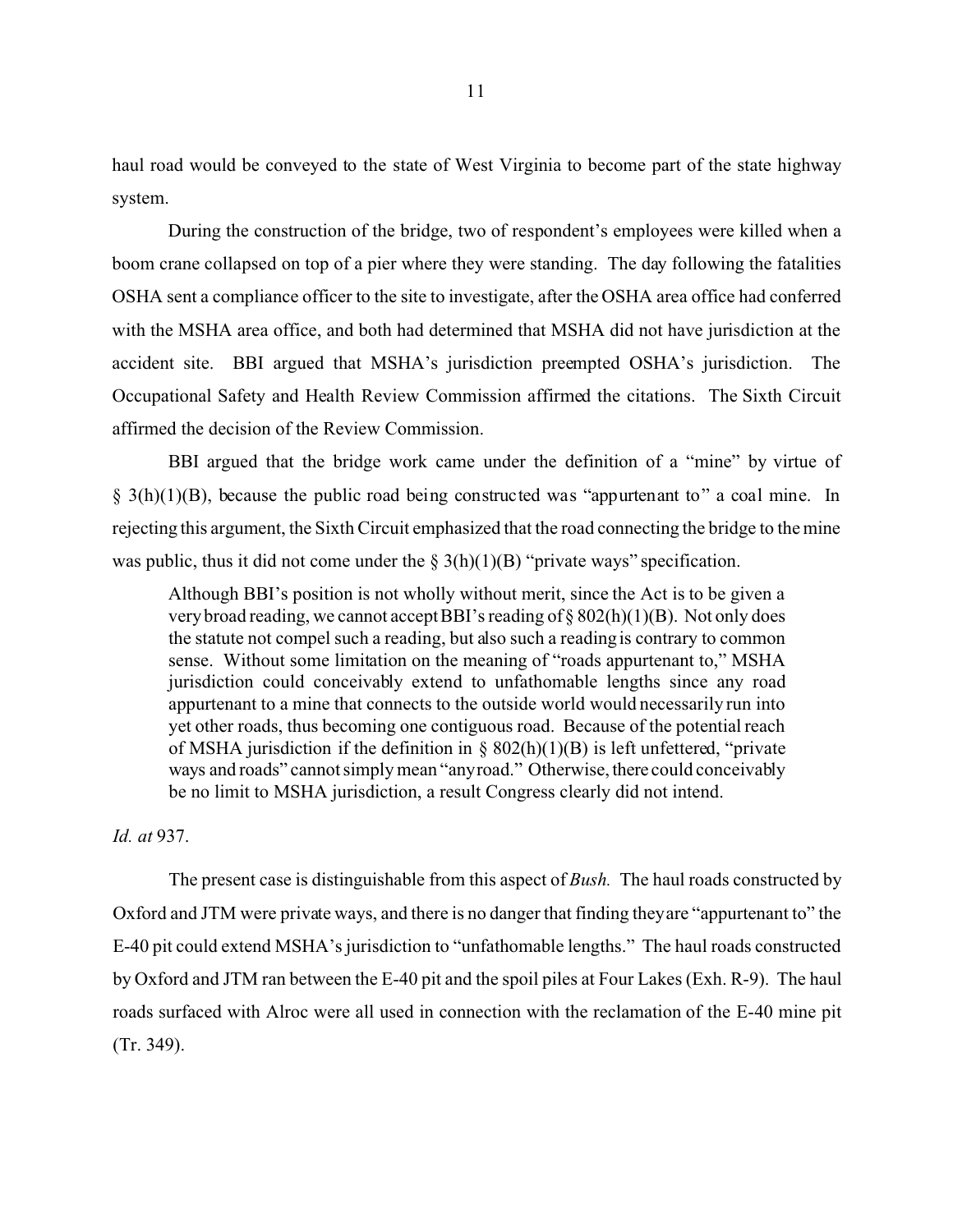haul road would be conveyed to the state of West Virginia to become part of the state highway system.

During the construction of the bridge, two of respondent's employees were killed when a boom crane collapsed on top of a pier where they were standing. The day following the fatalities OSHA sent a compliance officer to the site to investigate, after the OSHA area office had conferred with the MSHA area office, and both had determined that MSHA did not have jurisdiction at the accident site. BBI argued that MSHA's jurisdiction preempted OSHA's jurisdiction. The Occupational Safety and Health Review Commission affirmed the citations. The Sixth Circuit affirmed the decision of the Review Commission.

BBI argued that the bridge work came under the definition of a "mine" by virtue of § 3(h)(1)(B), because the public road being constructed was "appurtenant to" a coal mine. In rejecting this argument, the Sixth Circuit emphasized that the road connecting the bridge to the mine was public, thus it did not come under the § 3(h)(1)(B) "private ways" specification.

> Although BBI's position is not wholly without merit, since the Act is to be given a very broad reading, we cannot accept BBI's reading of § 802(h)(1)(B). Not only does the statute not compel such a reading, but also such a reading is contrary to common sense. Without some limitation on the meaning of "roads appurtenant to," MSHA jurisdiction could conceivably extend to unfathomable lengths since any road appurtenant to a mine that connects to the outside world would necessarily run into yet other roads, thus becoming one contiguous road. Because of the potential reach of MSHA jurisdiction if the definition in § 802(h)(1)(B) is left unfettered, "private ways and roads" cannot simply mean "any road." Otherwise, there could conceivably be no limit to MSHA jurisdiction, a result Congress clearly did not intend.

*Id. at* 937.

The present case is distinguishable from this aspect of *Bush.* The haul roads constructed by Oxford and JTM were private ways, and there is no danger that finding they are "appurtenant to" the E-40 pit could extend MSHA's jurisdiction to "unfathomable lengths." The haul roads constructed by Oxford and JTM ran between the E-40 pit and the spoil piles at Four Lakes (Exh. R-9). The haul roads surfaced with Alroc were all used in connection with the reclamation of the E-40 mine pit (Tr. 349).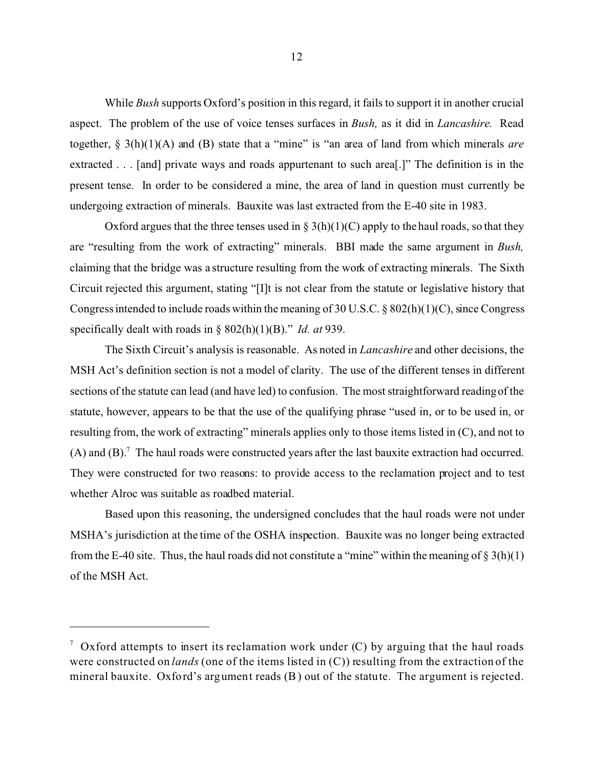While *Bush* supports Oxford's position in this regard, it fails to support it in another crucial aspect. The problem of the use of voice tenses surfaces in *Bush,* as it did in *Lancashire.* Read together, § 3(h)(1)(A) and (B) state that a "mine" is "an area of land from which minerals *are* extracted . . . [and] private ways and roads appurtenant to such area[.]" The definition is in the present tense. In order to be considered a mine, the area of land in question must currently be undergoing extraction of minerals. Bauxite was last extracted from the E-40 site in 1983.

Oxford argues that the three tenses used in § 3(h)(1)(C) apply to the haul roads, so that they are "resulting from the work of extracting" minerals. BBI made the same argument in *Bush,* claiming that the bridge was a structure resulting from the work of extracting minerals. The Sixth Circuit rejected this argument, stating "[I]t is not clear from the statute or legislative history that Congress intended to include roads within the meaning of 30 U.S.C. § 802(h)(1)(C), since Congress specifically dealt with roads in § 802(h)(1)(B)." *Id. at* 939.

The Sixth Circuit's analysis is reasonable. As noted in *Lancashire* and other decisions, the MSH Act's definition section is not a model of clarity. The use of the different tenses in different sections of the statute can lead (and have led) to confusion. The most straightforward reading of the statute, however, appears to be that the use of the qualifying phrase "used in, or to be used in, or resulting from, the work of extracting" minerals applies only to those items listed in (C), and not to (A) and (B).[7] The haul roads were constructed years after the last bauxite extraction had occurred. They were constructed for two reasons: to provide access to the reclamation project and to test whether Alroc was suitable as roadbed material.

Based upon this reasoning, the undersigned concludes that the haul roads were not under MSHA's jurisdiction at the time of the OSHA inspection. Bauxite was no longer being extracted from the E-40 site. Thus, the haul roads did not constitute a "mine" within the meaning of § 3(h)(1) of the MSH Act.

---

[7] Oxford attempts to insert its reclamation work under (C) by arguing that the haul roads were constructed on *lands* (one of the items listed in (C)) resulting from the extraction of the mineral bauxite. Oxford's argument reads (B) out of the statute. The argument is rejected.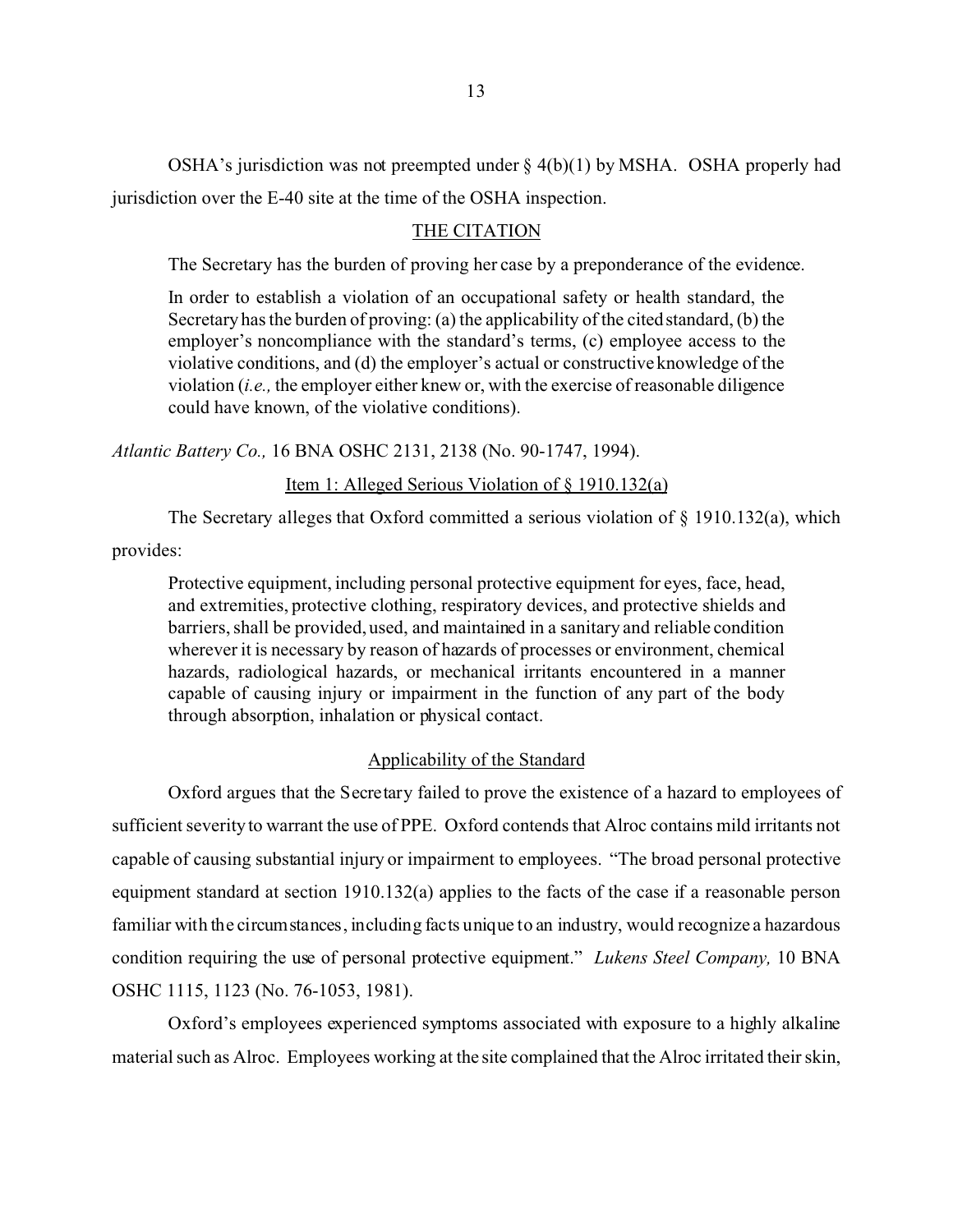OSHA's jurisdiction was not preempted under § 4(b)(1) by MSHA. OSHA properly had jurisdiction over the E-40 site at the time of the OSHA inspection.

## THE CITATION

The Secretary has the burden of proving her case by a preponderance of the evidence.

> In order to establish a violation of an occupational safety or health standard, the Secretary has the burden of proving: (a) the applicability of the cited standard, (b) the employer's noncompliance with the standard's terms, (c) employee access to the violative conditions, and (d) the employer's actual or constructive knowledge of the violation (*i.e.,* the employer either knew or, with the exercise of reasonable diligence could have known, of the violative conditions).

*Atlantic Battery Co.,* 16 BNA OSHC 2131, 2138 (No. 90-1747, 1994).

### Item 1: Alleged Serious Violation of § 1910.132(a)

The Secretary alleges that Oxford committed a serious violation of § 1910.132(a), which provides:

> Protective equipment, including personal protective equipment for eyes, face, head, and extremities, protective clothing, respiratory devices, and protective shields and barriers, shall be provided, used, and maintained in a sanitary and reliable condition wherever it is necessary by reason of hazards of processes or environment, chemical hazards, radiological hazards, or mechanical irritants encountered in a manner capable of causing injury or impairment in the function of any part of the body through absorption, inhalation or physical contact.

### Applicability of the Standard

Oxford argues that the Secretary failed to prove the existence of a hazard to employees of sufficient severity to warrant the use of PPE. Oxford contends that Alroc contains mild irritants not capable of causing substantial injury or impairment to employees. "The broad personal protective equipment standard at section 1910.132(a) applies to the facts of the case if a reasonable person familiar with the circumstances, including facts unique to an industry, would recognize a hazardous condition requiring the use of personal protective equipment." *Lukens Steel Company,* 10 BNA OSHC 1115, 1123 (No. 76-1053, 1981).

Oxford's employees experienced symptoms associated with exposure to a highly alkaline material such as Alroc. Employees working at the site complained that the Alroc irritated their skin,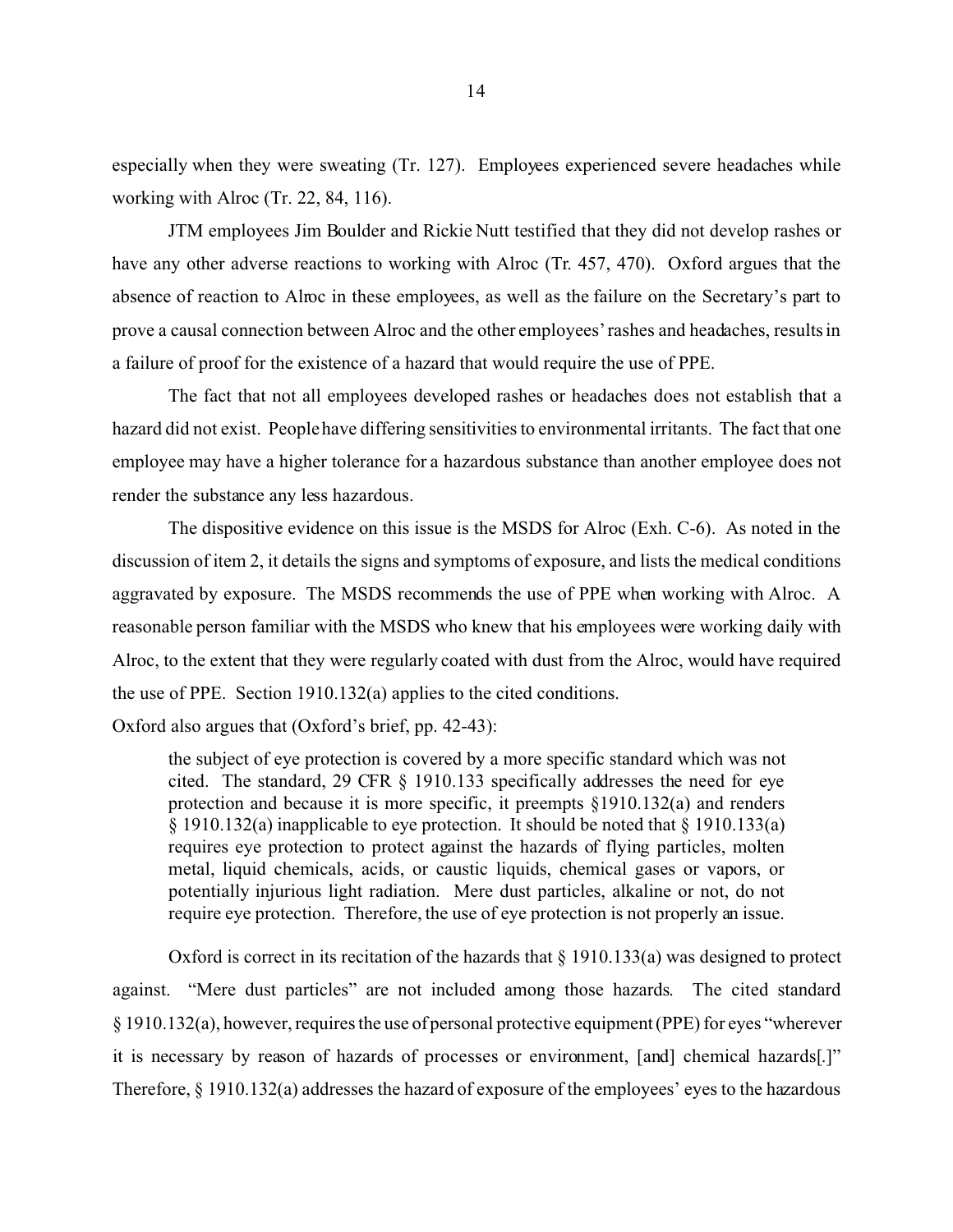especially when they were sweating (Tr. 127). Employees experienced severe headaches while working with Alroc (Tr. 22, 84, 116).

JTM employees Jim Boulder and Rickie Nutt testified that they did not develop rashes or have any other adverse reactions to working with Alroc (Tr. 457, 470). Oxford argues that the absence of reaction to Alroc in these employees, as well as the failure on the Secretary's part to prove a causal connection between Alroc and the other employees' rashes and headaches, results in a failure of proof for the existence of a hazard that would require the use of PPE.

The fact that not all employees developed rashes or headaches does not establish that a hazard did not exist. People have differing sensitivities to environmental irritants. The fact that one employee may have a higher tolerance for a hazardous substance than another employee does not render the substance any less hazardous.

The dispositive evidence on this issue is the MSDS for Alroc (Exh. C-6). As noted in the discussion of item 2, it details the signs and symptoms of exposure, and lists the medical conditions aggravated by exposure. The MSDS recommends the use of PPE when working with Alroc. A reasonable person familiar with the MSDS who knew that his employees were working daily with Alroc, to the extent that they were regularly coated with dust from the Alroc, would have required the use of PPE. Section 1910.132(a) applies to the cited conditions.

Oxford also argues that (Oxford's brief, pp. 42-43):

> the subject of eye protection is covered by a more specific standard which was not cited. The standard, 29 CFR § 1910.133 specifically addresses the need for eye protection and because it is more specific, it preempts §1910.132(a) and renders § 1910.132(a) inapplicable to eye protection. It should be noted that § 1910.133(a) requires eye protection to protect against the hazards of flying particles, molten metal, liquid chemicals, acids, or caustic liquids, chemical gases or vapors, or potentially injurious light radiation. Mere dust particles, alkaline or not, do not require eye protection. Therefore, the use of eye protection is not properly an issue.

Oxford is correct in its recitation of the hazards that § 1910.133(a) was designed to protect against. "Mere dust particles" are not included among those hazards. The cited standard § 1910.132(a), however, requires the use of personal protective equipment (PPE) for eyes "wherever it is necessary by reason of hazards of processes or environment, [and] chemical hazards[.]" Therefore, § 1910.132(a) addresses the hazard of exposure of the employees' eyes to the hazardous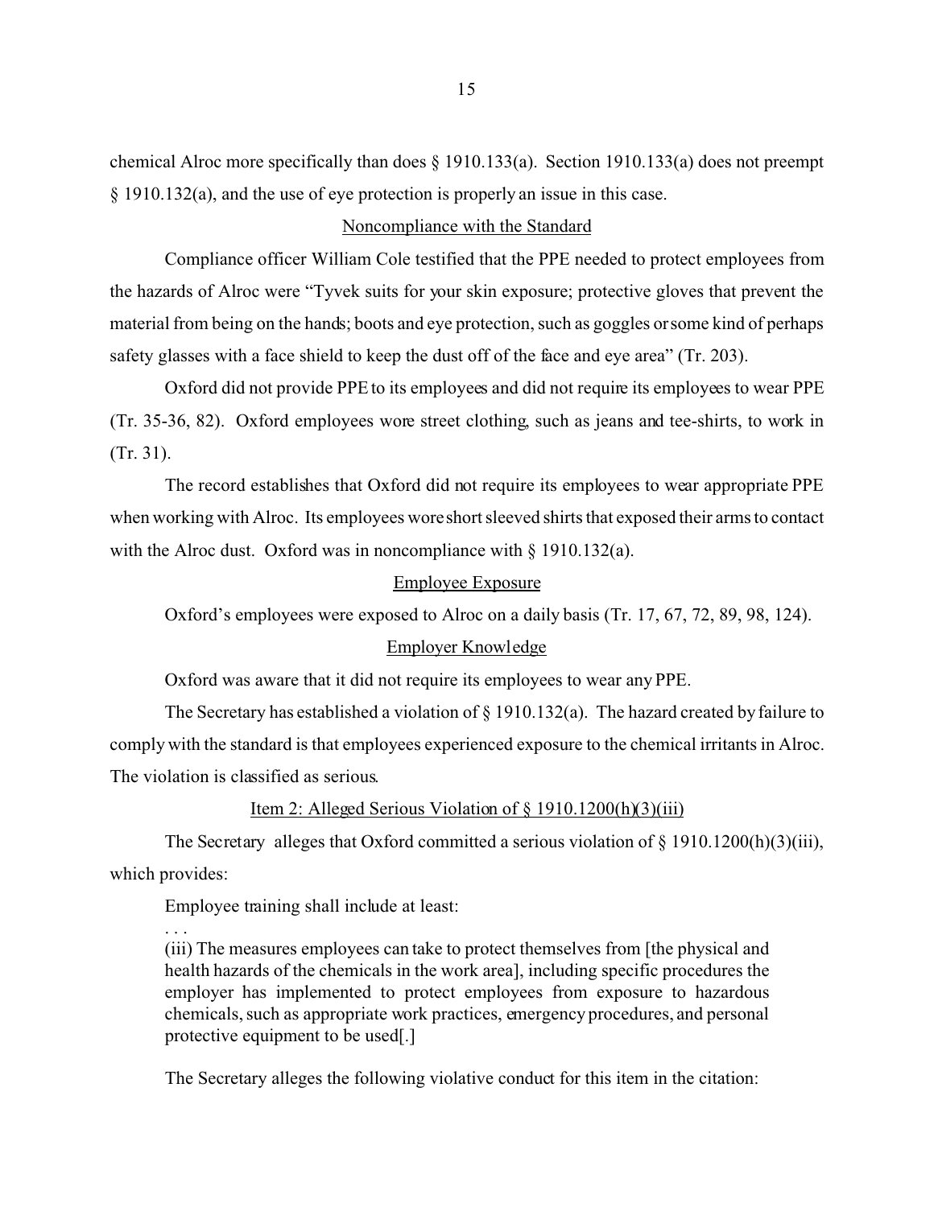chemical Alroc more specifically than does § 1910.133(a). Section 1910.133(a) does not preempt § 1910.132(a), and the use of eye protection is properly an issue in this case.

<u>Noncompliance with the Standard</u>

Compliance officer William Cole testified that the PPE needed to protect employees from the hazards of Alroc were "Tyvek suits for your skin exposure; protective gloves that prevent the material from being on the hands; boots and eye protection, such as goggles or some kind of perhaps safety glasses with a face shield to keep the dust off of the face and eye area" (Tr. 203).

Oxford did not provide PPE to its employees and did not require its employees to wear PPE (Tr. 35-36, 82). Oxford employees wore street clothing, such as jeans and tee-shirts, to work in (Tr. 31).

The record establishes that Oxford did not require its employees to wear appropriate PPE when working with Alroc. Its employees wore short sleeved shirts that exposed their arms to contact with the Alroc dust. Oxford was in noncompliance with § 1910.132(a).

<u>Employee Exposure</u>

Oxford's employees were exposed to Alroc on a daily basis (Tr. 17, 67, 72, 89, 98, 124).

<u>Employer Knowledge</u>

Oxford was aware that it did not require its employees to wear any PPE.

The Secretary has established a violation of § 1910.132(a). The hazard created by failure to comply with the standard is that employees experienced exposure to the chemical irritants in Alroc. The violation is classified as serious.

<u>Item 2: Alleged Serious Violation of § 1910.1200(h)(3)(iii)</u>

The Secretary alleges that Oxford committed a serious violation of § 1910.1200(h)(3)(iii), which provides:

> Employee training shall include at least:
>
> . . .
>
> (iii) The measures employees can take to protect themselves from [the physical and health hazards of the chemicals in the work area], including specific procedures the employer has implemented to protect employees from exposure to hazardous chemicals, such as appropriate work practices, emergency procedures, and personal protective equipment to be used[.]

The Secretary alleges the following violative conduct for this item in the citation: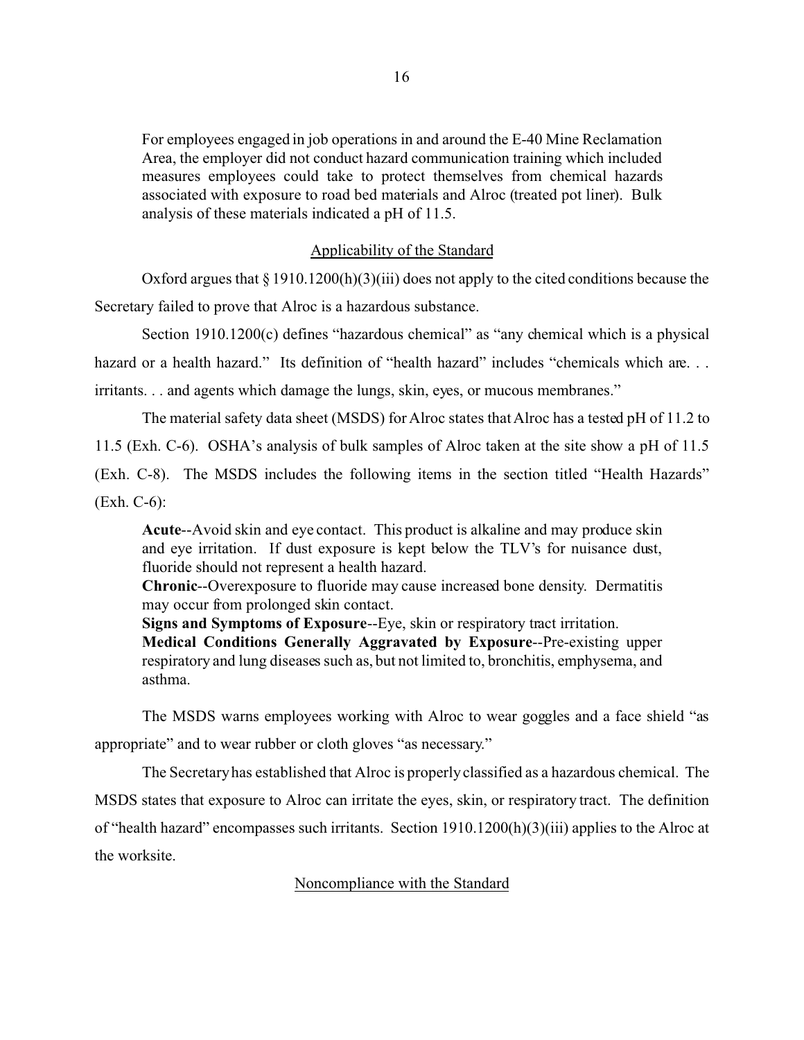> For employees engaged in job operations in and around the E-40 Mine Reclamation Area, the employer did not conduct hazard communication training which included measures employees could take to protect themselves from chemical hazards associated with exposure to road bed materials and Alroc (treated pot liner). Bulk analysis of these materials indicated a pH of 11.5.

Applicability of the Standard

Oxford argues that § 1910.1200(h)(3)(iii) does not apply to the cited conditions because the Secretary failed to prove that Alroc is a hazardous substance.

Section 1910.1200(c) defines "hazardous chemical" as "any chemical which is a physical hazard or a health hazard." Its definition of "health hazard" includes "chemicals which are. . . irritants. . . and agents which damage the lungs, skin, eyes, or mucous membranes."

The material safety data sheet (MSDS) for Alroc states that Alroc has a tested pH of 11.2 to 11.5 (Exh. C-6). OSHA's analysis of bulk samples of Alroc taken at the site show a pH of 11.5 (Exh. C-8). The MSDS includes the following items in the section titled "Health Hazards" (Exh. C-6):

> **Acute**--Avoid skin and eye contact. This product is alkaline and may produce skin and eye irritation. If dust exposure is kept below the TLV's for nuisance dust, fluoride should not represent a health hazard.
> **Chronic**--Overexposure to fluoride may cause increased bone density. Dermatitis may occur from prolonged skin contact.
> **Signs and Symptoms of Exposure**--Eye, skin or respiratory tract irritation.
> **Medical Conditions Generally Aggravated by Exposure**--Pre-existing upper respiratory and lung diseases such as, but not limited to, bronchitis, emphysema, and asthma.

The MSDS warns employees working with Alroc to wear goggles and a face shield "as appropriate" and to wear rubber or cloth gloves "as necessary."

The Secretary has established that Alroc is properly classified as a hazardous chemical. The MSDS states that exposure to Alroc can irritate the eyes, skin, or respiratory tract. The definition of "health hazard" encompasses such irritants. Section 1910.1200(h)(3)(iii) applies to the Alroc at the worksite.

Noncompliance with the Standard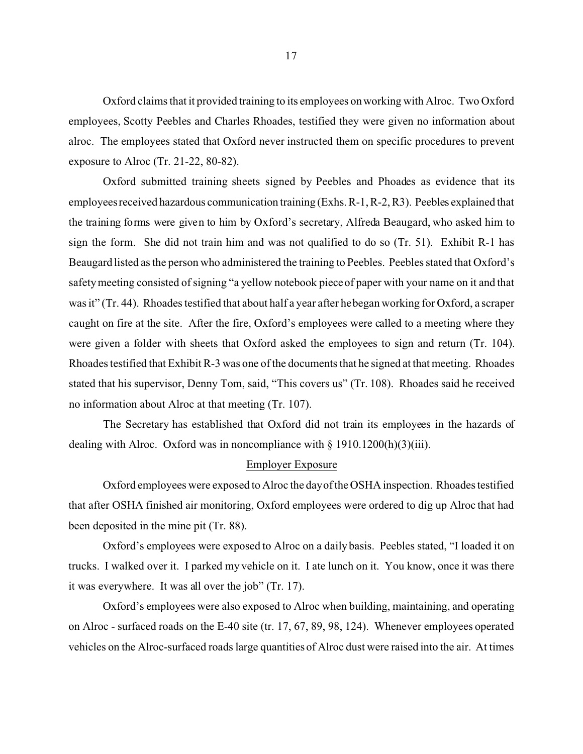Oxford claims that it provided training to its employees on working with Alroc. Two Oxford employees, Scotty Peebles and Charles Rhoades, testified they were given no information about alroc. The employees stated that Oxford never instructed them on specific procedures to prevent exposure to Alroc (Tr. 21-22, 80-82).

Oxford submitted training sheets signed by Peebles and Phoades as evidence that its employees received hazardous communication training (Exhs. R-1, R-2, R3). Peebles explained that the training forms were given to him by Oxford's secretary, Alfreda Beaugard, who asked him to sign the form. She did not train him and was not qualified to do so (Tr. 51). Exhibit R-1 has Beaugard listed as the person who administered the training to Peebles. Peebles stated that Oxford's safety meeting consisted of signing "a yellow notebook piece of paper with your name on it and that was it" (Tr. 44). Rhoades testified that about half a year after he began working for Oxford, a scraper caught on fire at the site. After the fire, Oxford's employees were called to a meeting where they were given a folder with sheets that Oxford asked the employees to sign and return (Tr. 104). Rhoades testified that Exhibit R-3 was one of the documents that he signed at that meeting. Rhoades stated that his supervisor, Denny Tom, said, "This covers us" (Tr. 108). Rhoades said he received no information about Alroc at that meeting (Tr. 107).

The Secretary has established that Oxford did not train its employees in the hazards of dealing with Alroc. Oxford was in noncompliance with § 1910.1200(h)(3)(iii).

## Employer Exposure

Oxford employees were exposed to Alroc the day of the OSHA inspection. Rhoades testified that after OSHA finished air monitoring, Oxford employees were ordered to dig up Alroc that had been deposited in the mine pit (Tr. 88).

Oxford's employees were exposed to Alroc on a daily basis. Peebles stated, "I loaded it on trucks. I walked over it. I parked my vehicle on it. I ate lunch on it. You know, once it was there it was everywhere. It was all over the job" (Tr. 17).

Oxford's employees were also exposed to Alroc when building, maintaining, and operating on Alroc - surfaced roads on the E-40 site (tr. 17, 67, 89, 98, 124). Whenever employees operated vehicles on the Alroc-surfaced roads large quantities of Alroc dust were raised into the air. At times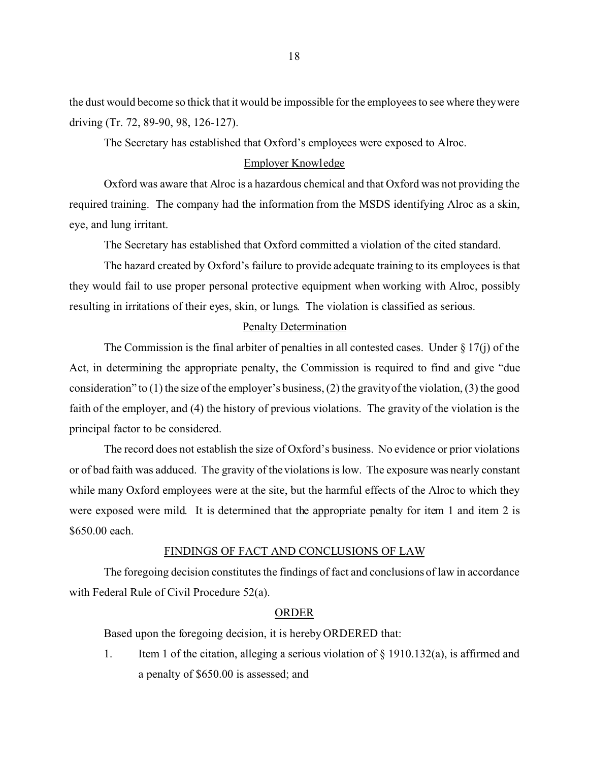the dust would become so thick that it would be impossible for the employees to see where they were driving (Tr. 72, 89-90, 98, 126-127).

The Secretary has established that Oxford's employees were exposed to Alroc.

## Employer Knowledge

Oxford was aware that Alroc is a hazardous chemical and that Oxford was not providing the required training. The company had the information from the MSDS identifying Alroc as a skin, eye, and lung irritant.

The Secretary has established that Oxford committed a violation of the cited standard.

The hazard created by Oxford's failure to provide adequate training to its employees is that they would fail to use proper personal protective equipment when working with Alroc, possibly resulting in irritations of their eyes, skin, or lungs. The violation is classified as serious.

## Penalty Determination

The Commission is the final arbiter of penalties in all contested cases. Under § 17(j) of the Act, in determining the appropriate penalty, the Commission is required to find and give "due consideration" to (1) the size of the employer's business, (2) the gravity of the violation, (3) the good faith of the employer, and (4) the history of previous violations. The gravity of the violation is the principal factor to be considered.

The record does not establish the size of Oxford's business. No evidence or prior violations or of bad faith was adduced. The gravity of the violations is low. The exposure was nearly constant while many Oxford employees were at the site, but the harmful effects of the Alroc to which they were exposed were mild. It is determined that the appropriate penalty for item 1 and item 2 is $650.00 each.

## FINDINGS OF FACT AND CONCLUSIONS OF LAW

The foregoing decision constitutes the findings of fact and conclusions of law in accordance with Federal Rule of Civil Procedure 52(a).

## ORDER

Based upon the foregoing decision, it is hereby ORDERED that:

1. Item 1 of the citation, alleging a serious violation of § 1910.132(a), is affirmed and a penalty of $650.00 is assessed; and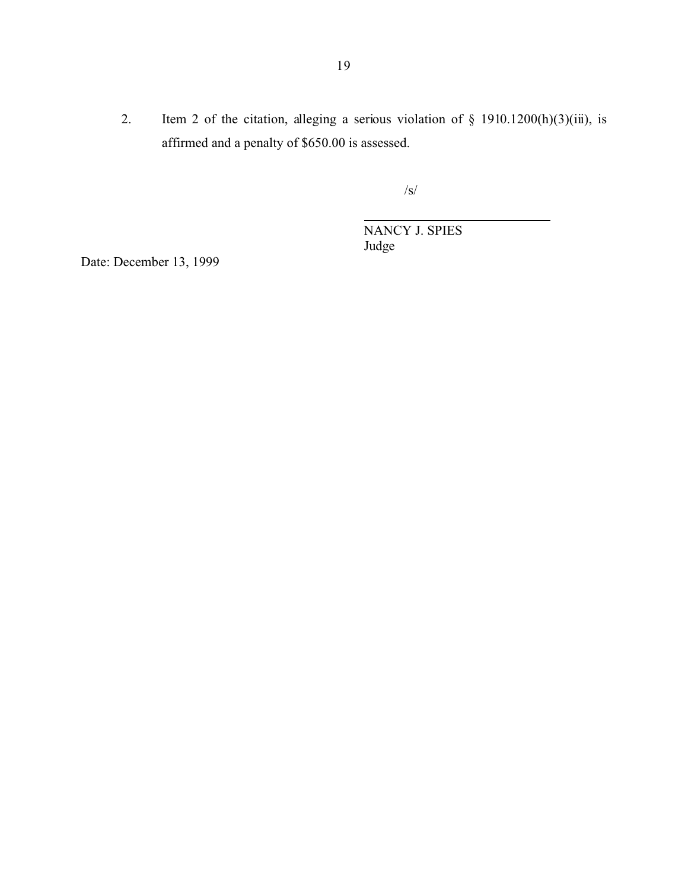2. Item 2 of the citation, alleging a serious violation of § 1910.1200(h)(3)(iii), is affirmed and a penalty of $650.00 is assessed.

/s/

NANCY J. SPIES
Judge

Date: December 13, 1999